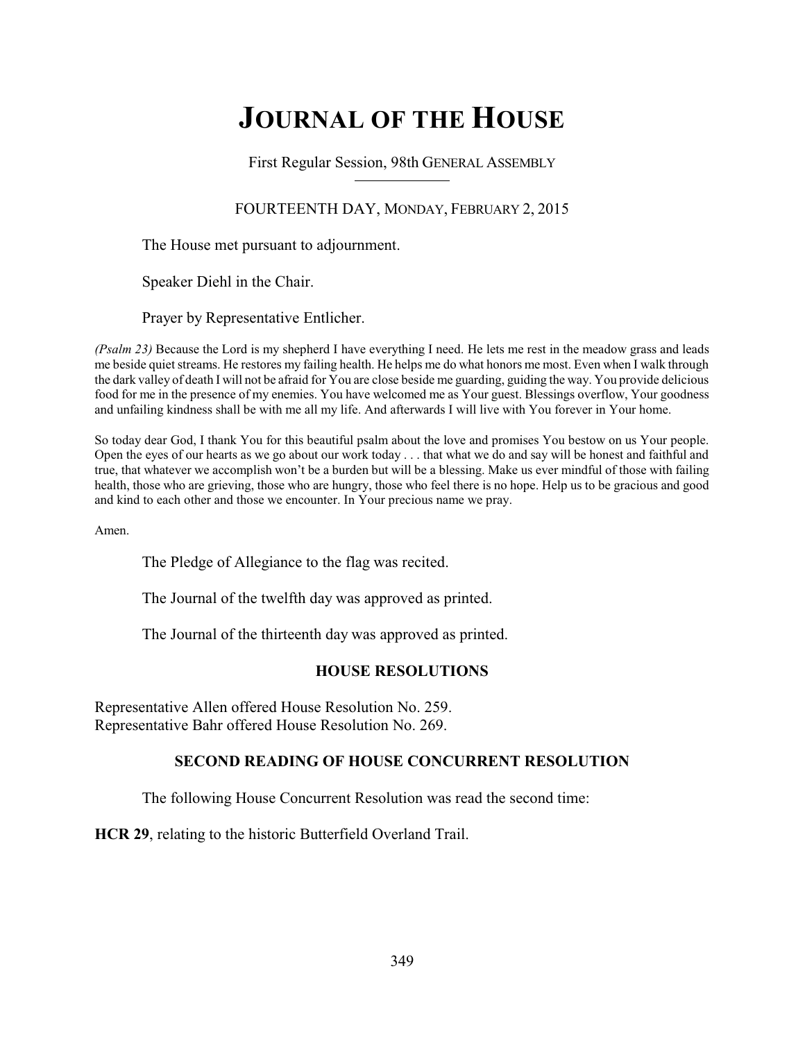# JOURNAL OF THE HOUSE

First Regular Session, 98th GENERAL ASSEMBLY

FOURTEENTH DAY, MONDAY, FEBRUARY 2, 2015

The House met pursuant to adjournment.

Speaker Diehl in the Chair.

Prayer by Representative Entlicher.

*(Psalm 23)* Because the Lord is my shepherd I have everything I need. He lets me rest in the meadow grass and leads me beside quiet streams. He restores my failing health. He helps me do what honors me most. Even when I walk through the dark valley of death I will not be afraid for You are close beside me guarding, guiding the way. You provide delicious food for me in the presence of my enemies. You have welcomed me as Your guest. Blessings overflow, Your goodness and unfailing kindness shall be with me all my life. And afterwards I will live with You forever in Your home.

So today dear God, I thank You for this beautiful psalm about the love and promises You bestow on us Your people. Open the eyes of our hearts as we go about our work today . . . that what we do and say will be honest and faithful and true, that whatever we accomplish won't be a burden but will be a blessing. Make us ever mindful of those with failing health, those who are grieving, those who are hungry, those who feel there is no hope. Help us to be gracious and good and kind to each other and those we encounter. In Your precious name we pray.

Amen.

The Pledge of Allegiance to the flag was recited.

The Journal of the twelfth day was approved as printed.

The Journal of the thirteenth day was approved as printed.

## HOUSE RESOLUTIONS

Representative Allen offered House Resolution No. 259.
Representative Bahr offered House Resolution No. 269.

## SECOND READING OF HOUSE CONCURRENT RESOLUTION

The following House Concurrent Resolution was read the second time:

**HCR 29**, relating to the historic Butterfield Overland Trail.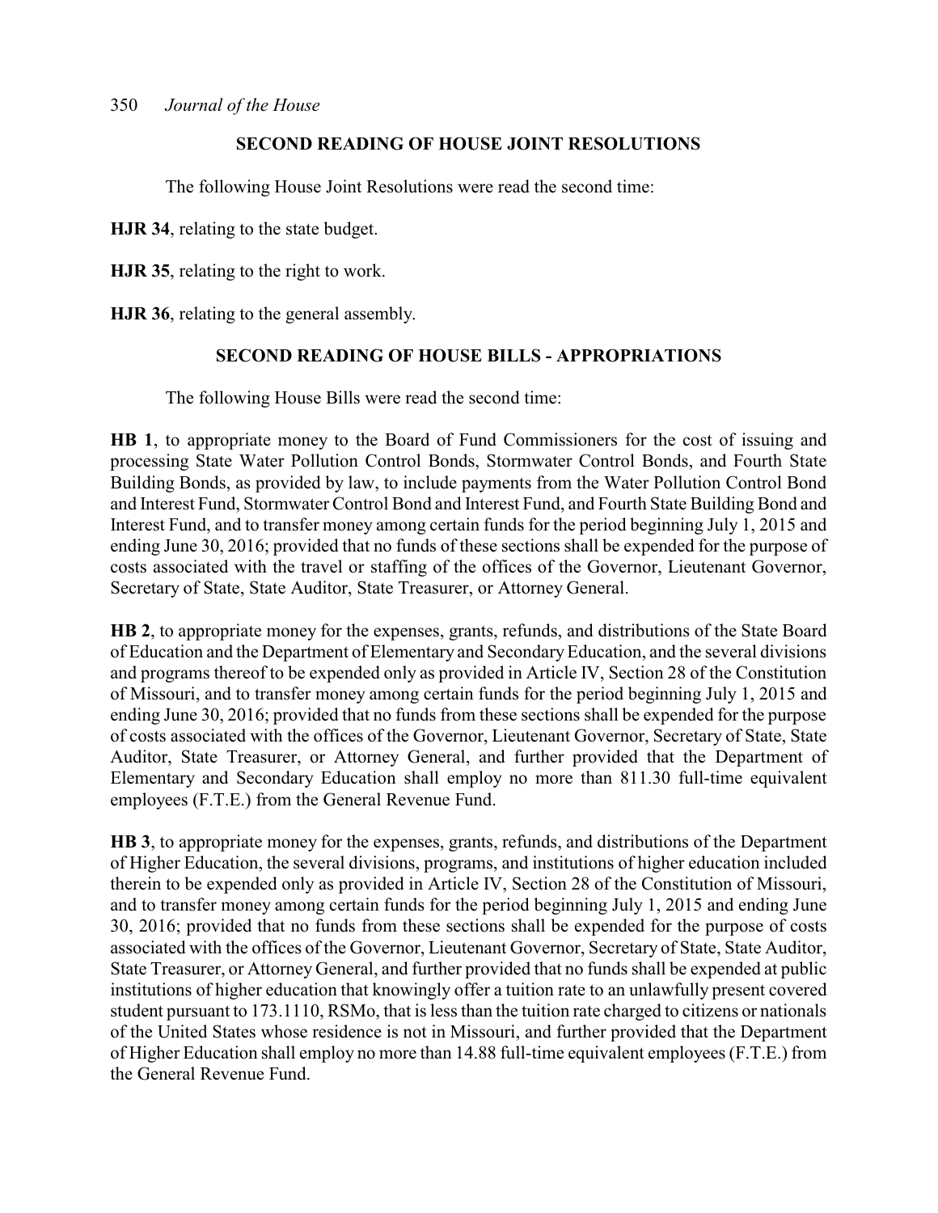## SECOND READING OF HOUSE JOINT RESOLUTIONS

The following House Joint Resolutions were read the second time:

**HJR 34**, relating to the state budget.

**HJR 35**, relating to the right to work.

**HJR 36**, relating to the general assembly.

## SECOND READING OF HOUSE BILLS - APPROPRIATIONS

The following House Bills were read the second time:

**HB 1**, to appropriate money to the Board of Fund Commissioners for the cost of issuing and processing State Water Pollution Control Bonds, Stormwater Control Bonds, and Fourth State Building Bonds, as provided by law, to include payments from the Water Pollution Control Bond and Interest Fund, Stormwater Control Bond and Interest Fund, and Fourth State Building Bond and Interest Fund, and to transfer money among certain funds for the period beginning July 1, 2015 and ending June 30, 2016; provided that no funds of these sections shall be expended for the purpose of costs associated with the travel or staffing of the offices of the Governor, Lieutenant Governor, Secretary of State, State Auditor, State Treasurer, or Attorney General.

**HB 2**, to appropriate money for the expenses, grants, refunds, and distributions of the State Board of Education and the Department of Elementary and Secondary Education, and the several divisions and programs thereof to be expended only as provided in Article IV, Section 28 of the Constitution of Missouri, and to transfer money among certain funds for the period beginning July 1, 2015 and ending June 30, 2016; provided that no funds from these sections shall be expended for the purpose of costs associated with the offices of the Governor, Lieutenant Governor, Secretary of State, State Auditor, State Treasurer, or Attorney General, and further provided that the Department of Elementary and Secondary Education shall employ no more than 811.30 full-time equivalent employees (F.T.E.) from the General Revenue Fund.

**HB 3**, to appropriate money for the expenses, grants, refunds, and distributions of the Department of Higher Education, the several divisions, programs, and institutions of higher education included therein to be expended only as provided in Article IV, Section 28 of the Constitution of Missouri, and to transfer money among certain funds for the period beginning July 1, 2015 and ending June 30, 2016; provided that no funds from these sections shall be expended for the purpose of costs associated with the offices of the Governor, Lieutenant Governor, Secretary of State, State Auditor, State Treasurer, or Attorney General, and further provided that no funds shall be expended at public institutions of higher education that knowingly offer a tuition rate to an unlawfully present covered student pursuant to 173.1110, RSMo, that is less than the tuition rate charged to citizens or nationals of the United States whose residence is not in Missouri, and further provided that the Department of Higher Education shall employ no more than 14.88 full-time equivalent employees (F.T.E.) from the General Revenue Fund.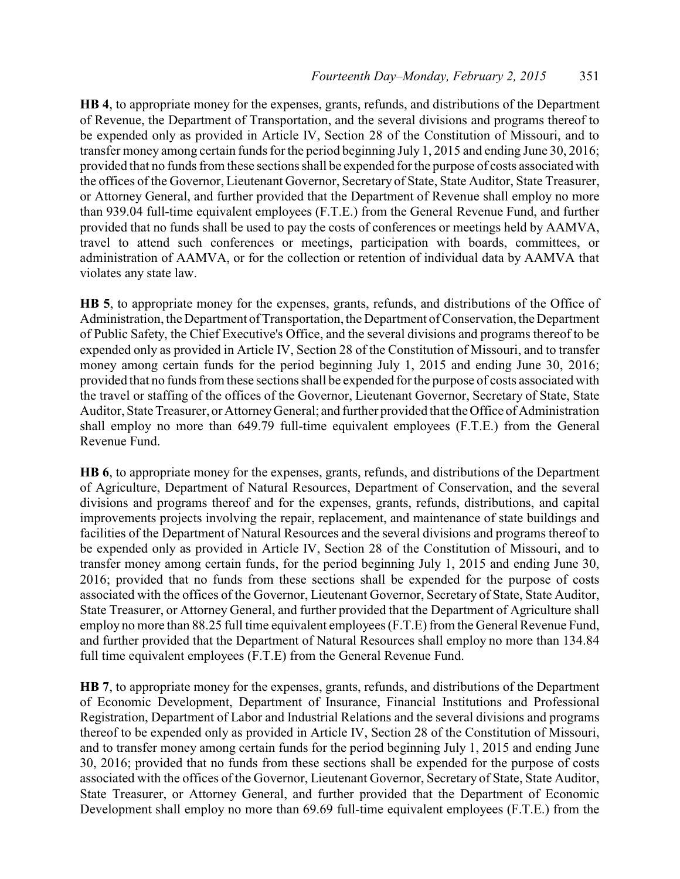**HB 4**, to appropriate money for the expenses, grants, refunds, and distributions of the Department of Revenue, the Department of Transportation, and the several divisions and programs thereof to be expended only as provided in Article IV, Section 28 of the Constitution of Missouri, and to transfer money among certain funds for the period beginning July 1, 2015 and ending June 30, 2016; provided that no funds from these sections shall be expended for the purpose of costs associated with the offices of the Governor, Lieutenant Governor, Secretary of State, State Auditor, State Treasurer, or Attorney General, and further provided that the Department of Revenue shall employ no more than 939.04 full-time equivalent employees (F.T.E.) from the General Revenue Fund, and further provided that no funds shall be used to pay the costs of conferences or meetings held by AAMVA, travel to attend such conferences or meetings, participation with boards, committees, or administration of AAMVA, or for the collection or retention of individual data by AAMVA that violates any state law.

**HB 5**, to appropriate money for the expenses, grants, refunds, and distributions of the Office of Administration, the Department of Transportation, the Department of Conservation, the Department of Public Safety, the Chief Executive's Office, and the several divisions and programs thereof to be expended only as provided in Article IV, Section 28 of the Constitution of Missouri, and to transfer money among certain funds for the period beginning July 1, 2015 and ending June 30, 2016; provided that no funds from these sections shall be expended for the purpose of costs associated with the travel or staffing of the offices of the Governor, Lieutenant Governor, Secretary of State, State Auditor, State Treasurer, or Attorney General; and further provided that the Office of Administration shall employ no more than 649.79 full-time equivalent employees (F.T.E.) from the General Revenue Fund.

**HB 6**, to appropriate money for the expenses, grants, refunds, and distributions of the Department of Agriculture, Department of Natural Resources, Department of Conservation, and the several divisions and programs thereof and for the expenses, grants, refunds, distributions, and capital improvements projects involving the repair, replacement, and maintenance of state buildings and facilities of the Department of Natural Resources and the several divisions and programs thereof to be expended only as provided in Article IV, Section 28 of the Constitution of Missouri, and to transfer money among certain funds, for the period beginning July 1, 2015 and ending June 30, 2016; provided that no funds from these sections shall be expended for the purpose of costs associated with the offices of the Governor, Lieutenant Governor, Secretary of State, State Auditor, State Treasurer, or Attorney General, and further provided that the Department of Agriculture shall employ no more than 88.25 full time equivalent employees (F.T.E) from the General Revenue Fund, and further provided that the Department of Natural Resources shall employ no more than 134.84 full time equivalent employees (F.T.E) from the General Revenue Fund.

**HB 7**, to appropriate money for the expenses, grants, refunds, and distributions of the Department of Economic Development, Department of Insurance, Financial Institutions and Professional Registration, Department of Labor and Industrial Relations and the several divisions and programs thereof to be expended only as provided in Article IV, Section 28 of the Constitution of Missouri, and to transfer money among certain funds for the period beginning July 1, 2015 and ending June 30, 2016; provided that no funds from these sections shall be expended for the purpose of costs associated with the offices of the Governor, Lieutenant Governor, Secretary of State, State Auditor, State Treasurer, or Attorney General, and further provided that the Department of Economic Development shall employ no more than 69.69 full-time equivalent employees (F.T.E.) from the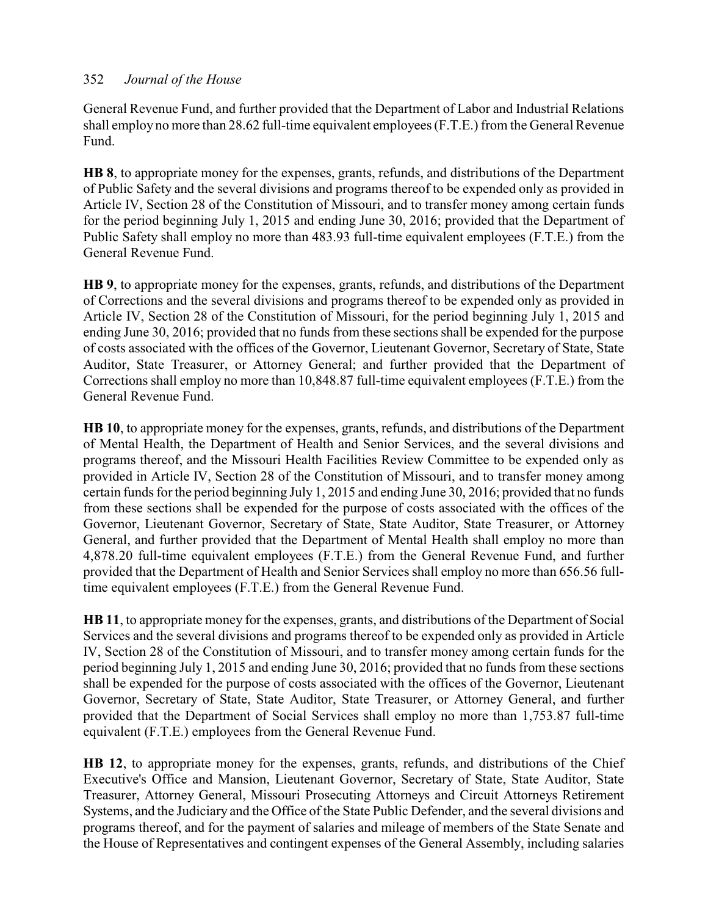General Revenue Fund, and further provided that the Department of Labor and Industrial Relations shall employ no more than 28.62 full-time equivalent employees (F.T.E.) from the General Revenue Fund.

**HB 8**, to appropriate money for the expenses, grants, refunds, and distributions of the Department of Public Safety and the several divisions and programs thereof to be expended only as provided in Article IV, Section 28 of the Constitution of Missouri, and to transfer money among certain funds for the period beginning July 1, 2015 and ending June 30, 2016; provided that the Department of Public Safety shall employ no more than 483.93 full-time equivalent employees (F.T.E.) from the General Revenue Fund.

**HB 9**, to appropriate money for the expenses, grants, refunds, and distributions of the Department of Corrections and the several divisions and programs thereof to be expended only as provided in Article IV, Section 28 of the Constitution of Missouri, for the period beginning July 1, 2015 and ending June 30, 2016; provided that no funds from these sections shall be expended for the purpose of costs associated with the offices of the Governor, Lieutenant Governor, Secretary of State, State Auditor, State Treasurer, or Attorney General; and further provided that the Department of Corrections shall employ no more than 10,848.87 full-time equivalent employees (F.T.E.) from the General Revenue Fund.

**HB 10**, to appropriate money for the expenses, grants, refunds, and distributions of the Department of Mental Health, the Department of Health and Senior Services, and the several divisions and programs thereof, and the Missouri Health Facilities Review Committee to be expended only as provided in Article IV, Section 28 of the Constitution of Missouri, and to transfer money among certain funds for the period beginning July 1, 2015 and ending June 30, 2016; provided that no funds from these sections shall be expended for the purpose of costs associated with the offices of the Governor, Lieutenant Governor, Secretary of State, State Auditor, State Treasurer, or Attorney General, and further provided that the Department of Mental Health shall employ no more than 4,878.20 full-time equivalent employees (F.T.E.) from the General Revenue Fund, and further provided that the Department of Health and Senior Services shall employ no more than 656.56 full-time equivalent employees (F.T.E.) from the General Revenue Fund.

**HB 11**, to appropriate money for the expenses, grants, and distributions of the Department of Social Services and the several divisions and programs thereof to be expended only as provided in Article IV, Section 28 of the Constitution of Missouri, and to transfer money among certain funds for the period beginning July 1, 2015 and ending June 30, 2016; provided that no funds from these sections shall be expended for the purpose of costs associated with the offices of the Governor, Lieutenant Governor, Secretary of State, State Auditor, State Treasurer, or Attorney General, and further provided that the Department of Social Services shall employ no more than 1,753.87 full-time equivalent (F.T.E.) employees from the General Revenue Fund.

**HB 12**, to appropriate money for the expenses, grants, refunds, and distributions of the Chief Executive's Office and Mansion, Lieutenant Governor, Secretary of State, State Auditor, State Treasurer, Attorney General, Missouri Prosecuting Attorneys and Circuit Attorneys Retirement Systems, and the Judiciary and the Office of the State Public Defender, and the several divisions and programs thereof, and for the payment of salaries and mileage of members of the State Senate and the House of Representatives and contingent expenses of the General Assembly, including salaries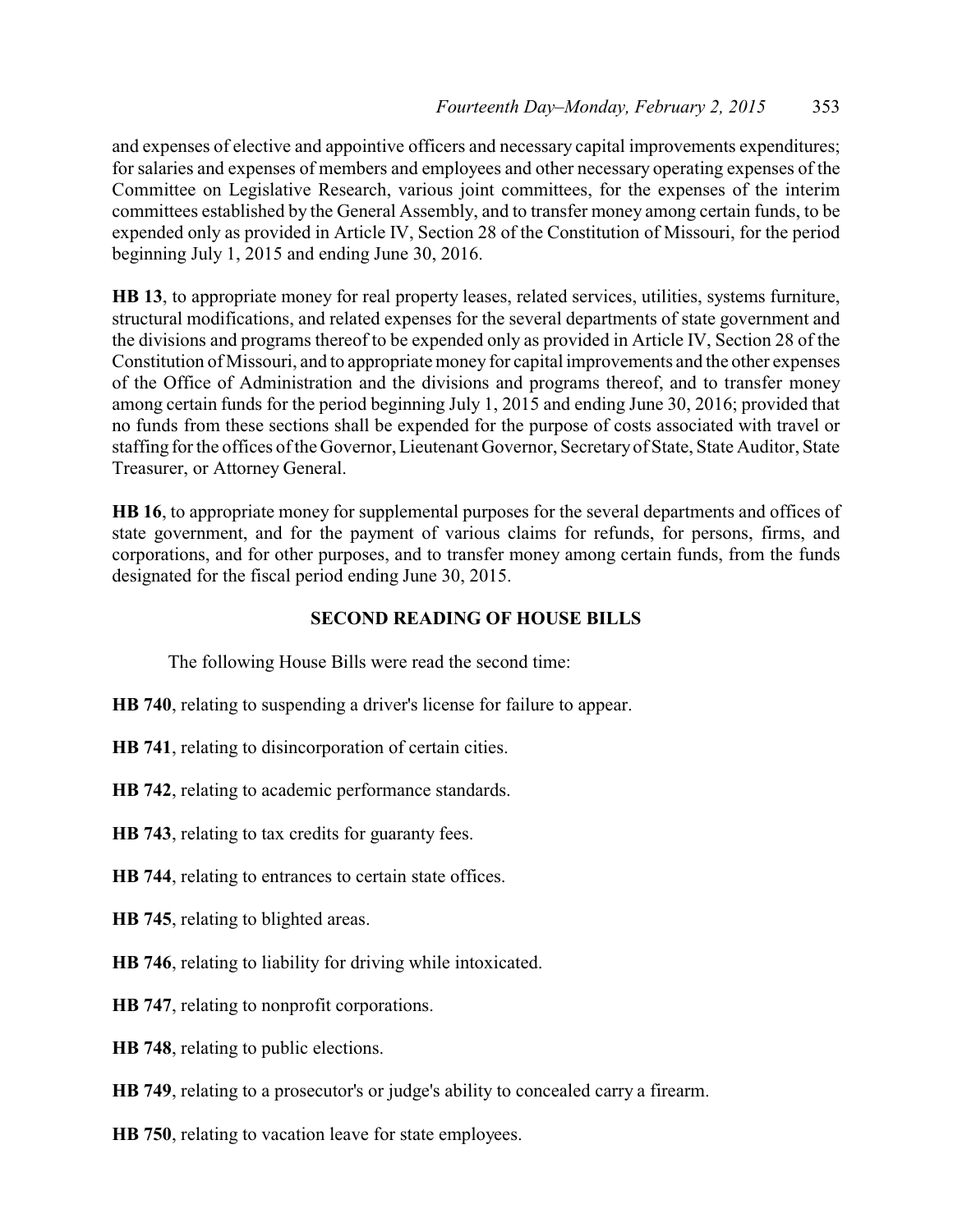and expenses of elective and appointive officers and necessary capital improvements expenditures; for salaries and expenses of members and employees and other necessary operating expenses of the Committee on Legislative Research, various joint committees, for the expenses of the interim committees established by the General Assembly, and to transfer money among certain funds, to be expended only as provided in Article IV, Section 28 of the Constitution of Missouri, for the period beginning July 1, 2015 and ending June 30, 2016.

**HB 13**, to appropriate money for real property leases, related services, utilities, systems furniture, structural modifications, and related expenses for the several departments of state government and the divisions and programs thereof to be expended only as provided in Article IV, Section 28 of the Constitution of Missouri, and to appropriate money for capital improvements and the other expenses of the Office of Administration and the divisions and programs thereof, and to transfer money among certain funds for the period beginning July 1, 2015 and ending June 30, 2016; provided that no funds from these sections shall be expended for the purpose of costs associated with travel or staffing for the offices of the Governor, Lieutenant Governor, Secretary of State, State Auditor, State Treasurer, or Attorney General.

**HB 16**, to appropriate money for supplemental purposes for the several departments and offices of state government, and for the payment of various claims for refunds, for persons, firms, and corporations, and for other purposes, and to transfer money among certain funds, from the funds designated for the fiscal period ending June 30, 2015.

## SECOND READING OF HOUSE BILLS

The following House Bills were read the second time:

**HB 740**, relating to suspending a driver's license for failure to appear.

**HB 741**, relating to disincorporation of certain cities.

**HB 742**, relating to academic performance standards.

**HB 743**, relating to tax credits for guaranty fees.

**HB 744**, relating to entrances to certain state offices.

**HB 745**, relating to blighted areas.

**HB 746**, relating to liability for driving while intoxicated.

**HB 747**, relating to nonprofit corporations.

**HB 748**, relating to public elections.

**HB 749**, relating to a prosecutor's or judge's ability to concealed carry a firearm.

**HB 750**, relating to vacation leave for state employees.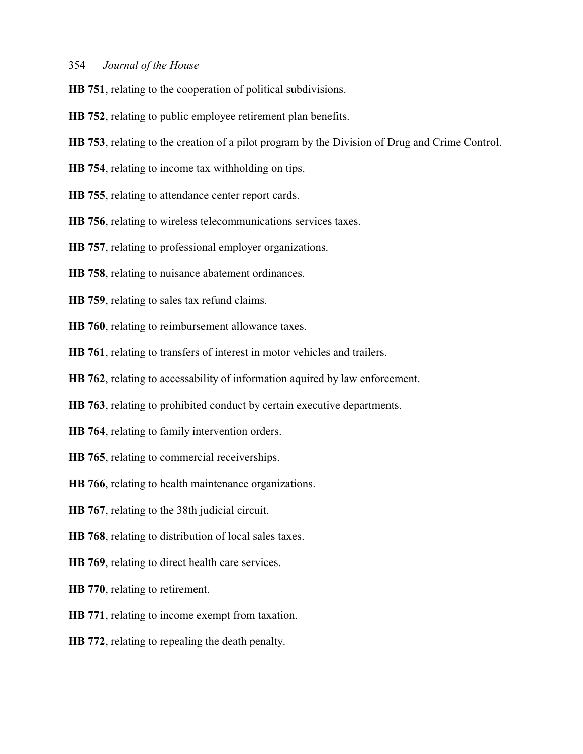**HB 751**, relating to the cooperation of political subdivisions.

**HB 752**, relating to public employee retirement plan benefits.

**HB 753**, relating to the creation of a pilot program by the Division of Drug and Crime Control.

**HB 754**, relating to income tax withholding on tips.

**HB 755**, relating to attendance center report cards.

**HB 756**, relating to wireless telecommunications services taxes.

**HB 757**, relating to professional employer organizations.

**HB 758**, relating to nuisance abatement ordinances.

**HB 759**, relating to sales tax refund claims.

**HB 760**, relating to reimbursement allowance taxes.

**HB 761**, relating to transfers of interest in motor vehicles and trailers.

**HB 762**, relating to accessability of information aquired by law enforcement.

**HB 763**, relating to prohibited conduct by certain executive departments.

**HB 764**, relating to family intervention orders.

**HB 765**, relating to commercial receiverships.

**HB 766**, relating to health maintenance organizations.

**HB 767**, relating to the 38th judicial circuit.

**HB 768**, relating to distribution of local sales taxes.

**HB 769**, relating to direct health care services.

**HB 770**, relating to retirement.

**HB 771**, relating to income exempt from taxation.

**HB 772**, relating to repealing the death penalty.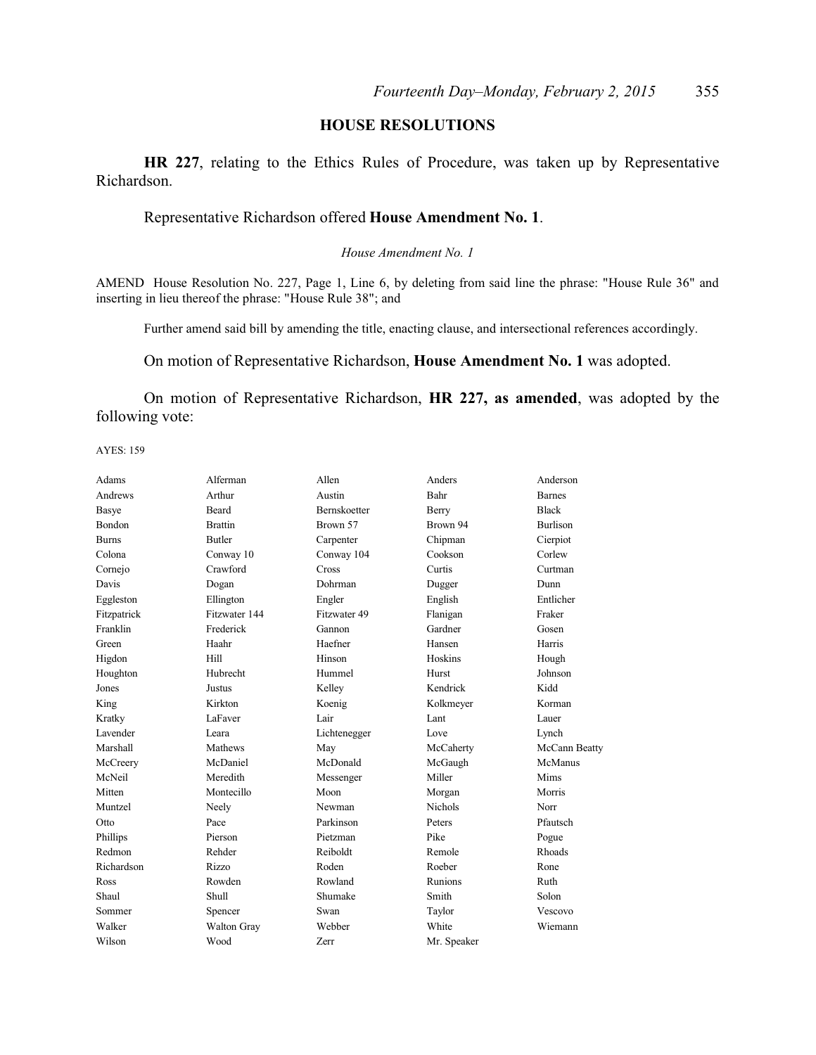## HOUSE RESOLUTIONS

**HR 227**, relating to the Ethics Rules of Procedure, was taken up by Representative Richardson.

Representative Richardson offered **House Amendment No. 1**.

*House Amendment No. 1*

AMEND House Resolution No. 227, Page 1, Line 6, by deleting from said line the phrase: "House Rule 36" and inserting in lieu thereof the phrase: "House Rule 38"; and

Further amend said bill by amending the title, enacting clause, and intersectional references accordingly.

On motion of Representative Richardson, **House Amendment No. 1** was adopted.

On motion of Representative Richardson, **HR 227, as amended**, was adopted by the following vote:

AYES: 159

| | | | | |
|---|---|---|---|---|
| Adams | Alferman | Allen | Anders | Anderson |
| Andrews | Arthur | Austin | Bahr | Barnes |
| Basye | Beard | Bernskoetter | Berry | Black |
| Bondon | Brattin | Brown 57 | Brown 94 | Burlison |
| Burns | Butler | Carpenter | Chipman | Cierpiot |
| Colona | Conway 10 | Conway 104 | Cookson | Corlew |
| Cornejo | Crawford | Cross | Curtis | Curtman |
| Davis | Dogan | Dohrman | Dugger | Dunn |
| Eggleston | Ellington | Engler | English | Entlicher |
| Fitzpatrick | Fitzwater 144 | Fitzwater 49 | Flanigan | Fraker |
| Franklin | Frederick | Gannon | Gardner | Gosen |
| Green | Haahr | Haefner | Hansen | Harris |
| Higdon | Hill | Hinson | Hoskins | Hough |
| Houghton | Hubrecht | Hummel | Hurst | Johnson |
| Jones | Justus | Kelley | Kendrick | Kidd |
| King | Kirkton | Koenig | Kolkmeyer | Korman |
| Kratky | LaFaver | Lair | Lant | Lauer |
| Lavender | Leara | Lichtenegger | Love | Lynch |
| Marshall | Mathews | May | McCaherty | McCann Beatty |
| McCreery | McDaniel | McDonald | McGaugh | McManus |
| McNeil | Meredith | Messenger | Miller | Mims |
| Mitten | Montecillo | Moon | Morgan | Morris |
| Muntzel | Neely | Newman | Nichols | Norr |
| Otto | Pace | Parkinson | Peters | Pfautsch |
| Phillips | Pierson | Pietzman | Pike | Pogue |
| Redmon | Rehder | Reiboldt | Remole | Rhoads |
| Richardson | Rizzo | Roden | Roeber | Rone |
| Ross | Rowden | Rowland | Runions | Ruth |
| Shaul | Shull | Shumake | Smith | Solon |
| Sommer | Spencer | Swan | Taylor | Vescovo |
| Walker | Walton Gray | Webber | White | Wiemann |
| Wilson | Wood | Zerr | Mr. Speaker | |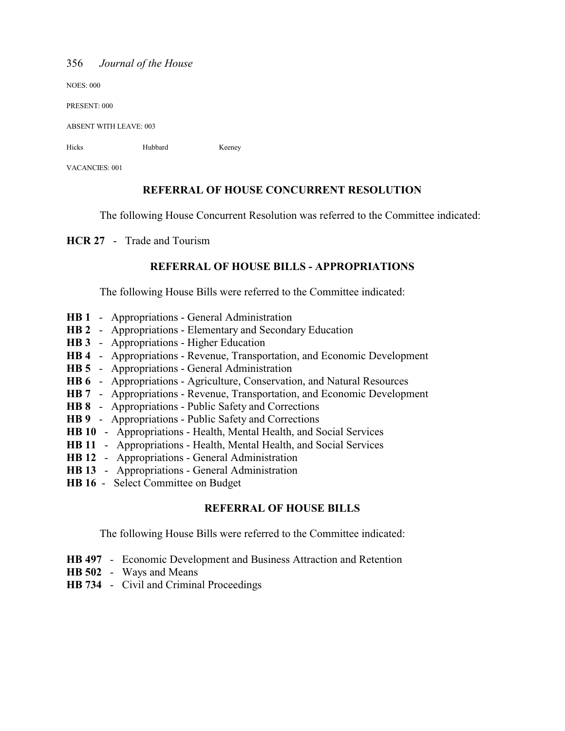NOES: 000

PRESENT: 000

ABSENT WITH LEAVE: 003

Hicks Hubbard Keeney

VACANCIES: 001

## REFERRAL OF HOUSE CONCURRENT RESOLUTION

The following House Concurrent Resolution was referred to the Committee indicated:

**HCR 27** - Trade and Tourism

## REFERRAL OF HOUSE BILLS - APPROPRIATIONS

The following House Bills were referred to the Committee indicated:

**HB 1** - Appropriations - General Administration
**HB 2** - Appropriations - Elementary and Secondary Education
**HB 3** - Appropriations - Higher Education
**HB 4** - Appropriations - Revenue, Transportation, and Economic Development
**HB 5** - Appropriations - General Administration
**HB 6** - Appropriations - Agriculture, Conservation, and Natural Resources
**HB 7** - Appropriations - Revenue, Transportation, and Economic Development
**HB 8** - Appropriations - Public Safety and Corrections
**HB 9** - Appropriations - Public Safety and Corrections
**HB 10** - Appropriations - Health, Mental Health, and Social Services
**HB 11** - Appropriations - Health, Mental Health, and Social Services
**HB 12** - Appropriations - General Administration
**HB 13** - Appropriations - General Administration
**HB 16** - Select Committee on Budget

## REFERRAL OF HOUSE BILLS

The following House Bills were referred to the Committee indicated:

**HB 497** - Economic Development and Business Attraction and Retention
**HB 502** - Ways and Means
**HB 734** - Civil and Criminal Proceedings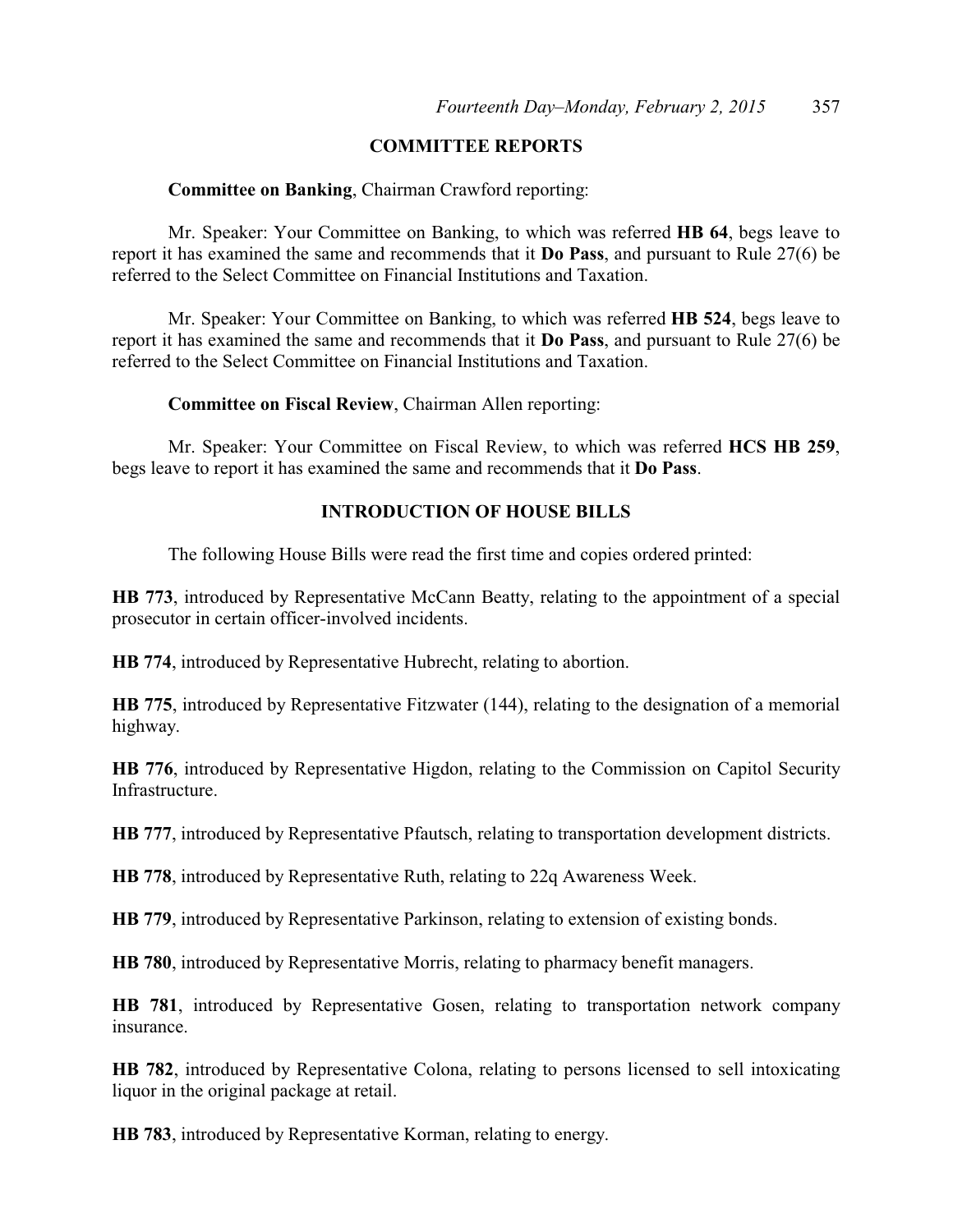## COMMITTEE REPORTS

**Committee on Banking**, Chairman Crawford reporting:

Mr. Speaker: Your Committee on Banking, to which was referred **HB 64**, begs leave to report it has examined the same and recommends that it **Do Pass**, and pursuant to Rule 27(6) be referred to the Select Committee on Financial Institutions and Taxation.

Mr. Speaker: Your Committee on Banking, to which was referred **HB 524**, begs leave to report it has examined the same and recommends that it **Do Pass**, and pursuant to Rule 27(6) be referred to the Select Committee on Financial Institutions and Taxation.

**Committee on Fiscal Review**, Chairman Allen reporting:

Mr. Speaker: Your Committee on Fiscal Review, to which was referred **HCS HB 259**, begs leave to report it has examined the same and recommends that it **Do Pass**.

## INTRODUCTION OF HOUSE BILLS

The following House Bills were read the first time and copies ordered printed:

**HB 773**, introduced by Representative McCann Beatty, relating to the appointment of a special prosecutor in certain officer-involved incidents.

**HB 774**, introduced by Representative Hubrecht, relating to abortion.

**HB 775**, introduced by Representative Fitzwater (144), relating to the designation of a memorial highway.

**HB 776**, introduced by Representative Higdon, relating to the Commission on Capitol Security Infrastructure.

**HB 777**, introduced by Representative Pfautsch, relating to transportation development districts.

**HB 778**, introduced by Representative Ruth, relating to 22q Awareness Week.

**HB 779**, introduced by Representative Parkinson, relating to extension of existing bonds.

**HB 780**, introduced by Representative Morris, relating to pharmacy benefit managers.

**HB 781**, introduced by Representative Gosen, relating to transportation network company insurance.

**HB 782**, introduced by Representative Colona, relating to persons licensed to sell intoxicating liquor in the original package at retail.

**HB 783**, introduced by Representative Korman, relating to energy.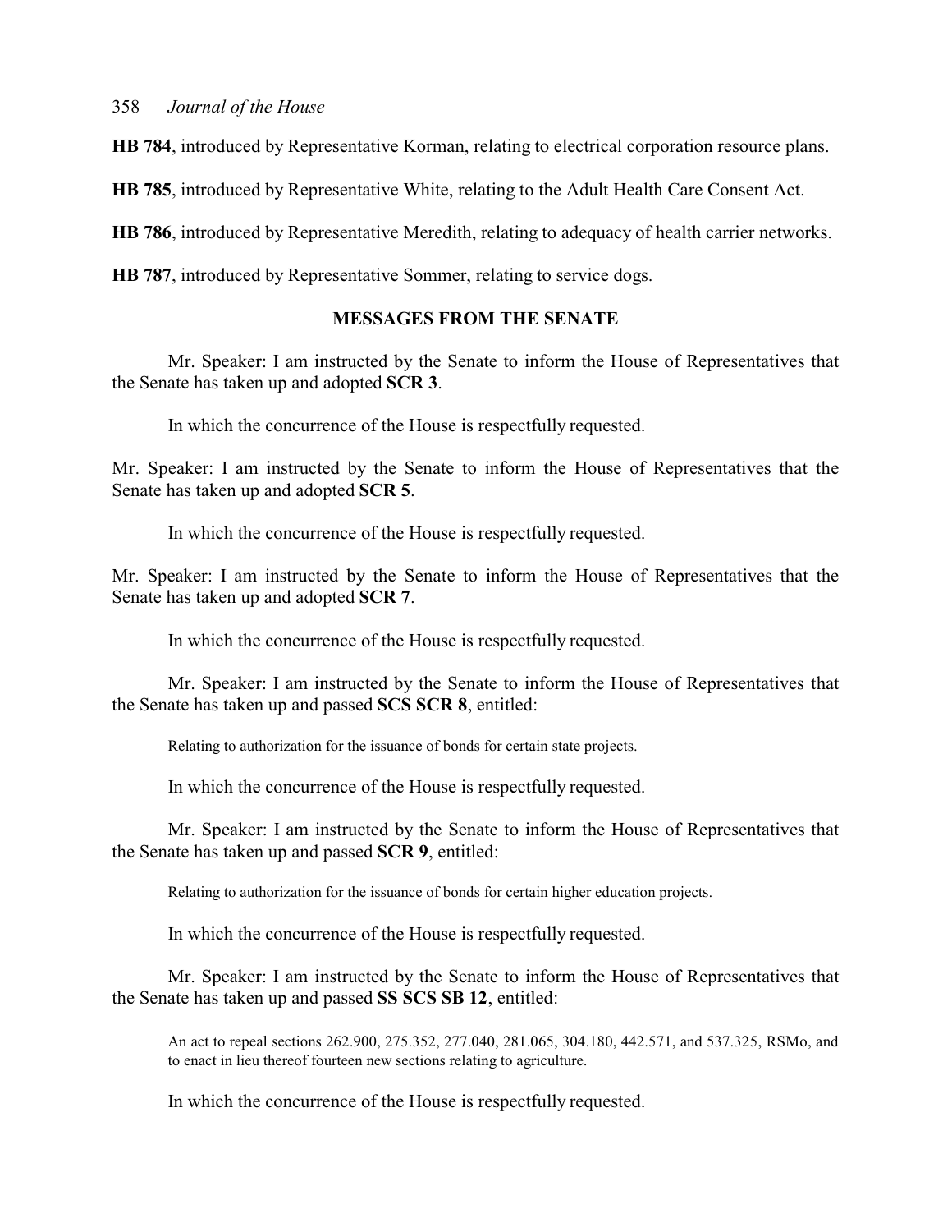**HB 784**, introduced by Representative Korman, relating to electrical corporation resource plans.

**HB 785**, introduced by Representative White, relating to the Adult Health Care Consent Act.

**HB 786**, introduced by Representative Meredith, relating to adequacy of health carrier networks.

**HB 787**, introduced by Representative Sommer, relating to service dogs.

## MESSAGES FROM THE SENATE

Mr. Speaker: I am instructed by the Senate to inform the House of Representatives that the Senate has taken up and adopted **SCR 3**.

In which the concurrence of the House is respectfully requested.

Mr. Speaker: I am instructed by the Senate to inform the House of Representatives that the Senate has taken up and adopted **SCR 5**.

In which the concurrence of the House is respectfully requested.

Mr. Speaker: I am instructed by the Senate to inform the House of Representatives that the Senate has taken up and adopted **SCR 7**.

In which the concurrence of the House is respectfully requested.

Mr. Speaker: I am instructed by the Senate to inform the House of Representatives that the Senate has taken up and passed **SCS SCR 8**, entitled:

Relating to authorization for the issuance of bonds for certain state projects.

In which the concurrence of the House is respectfully requested.

Mr. Speaker: I am instructed by the Senate to inform the House of Representatives that the Senate has taken up and passed **SCR 9**, entitled:

Relating to authorization for the issuance of bonds for certain higher education projects.

In which the concurrence of the House is respectfully requested.

Mr. Speaker: I am instructed by the Senate to inform the House of Representatives that the Senate has taken up and passed **SS SCS SB 12**, entitled:

An act to repeal sections 262.900, 275.352, 277.040, 281.065, 304.180, 442.571, and 537.325, RSMo, and to enact in lieu thereof fourteen new sections relating to agriculture.

In which the concurrence of the House is respectfully requested.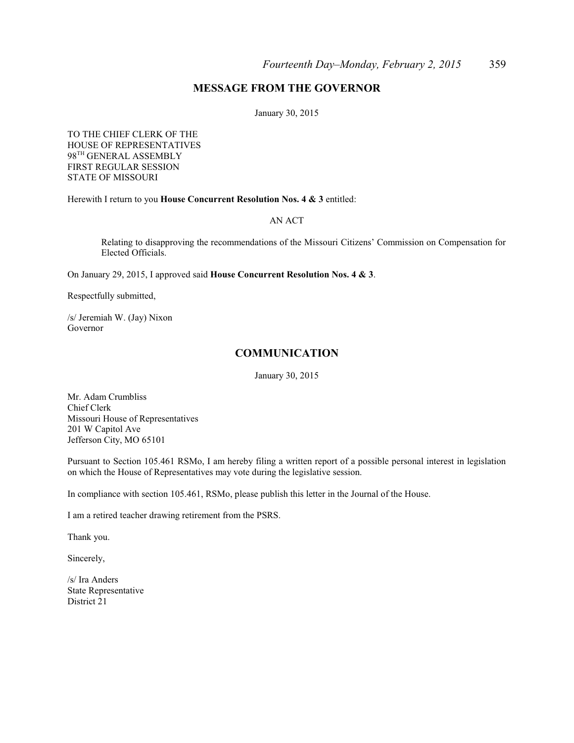## MESSAGE FROM THE GOVERNOR

January 30, 2015

TO THE CHIEF CLERK OF THE
HOUSE OF REPRESENTATIVES
98TH GENERAL ASSEMBLY
FIRST REGULAR SESSION
STATE OF MISSOURI

Herewith I return to you **House Concurrent Resolution Nos. 4 & 3** entitled:

AN ACT

> Relating to disapproving the recommendations of the Missouri Citizens' Commission on Compensation for Elected Officials.

On January 29, 2015, I approved said **House Concurrent Resolution Nos. 4 & 3**.

Respectfully submitted,

/s/ Jeremiah W. (Jay) Nixon
Governor

## COMMUNICATION

January 30, 2015

Mr. Adam Crumbliss
Chief Clerk
Missouri House of Representatives
201 W Capitol Ave
Jefferson City, MO 65101

Pursuant to Section 105.461 RSMo, I am hereby filing a written report of a possible personal interest in legislation on which the House of Representatives may vote during the legislative session.

In compliance with section 105.461, RSMo, please publish this letter in the Journal of the House.

I am a retired teacher drawing retirement from the PSRS.

Thank you.

Sincerely,

/s/ Ira Anders
State Representative
District 21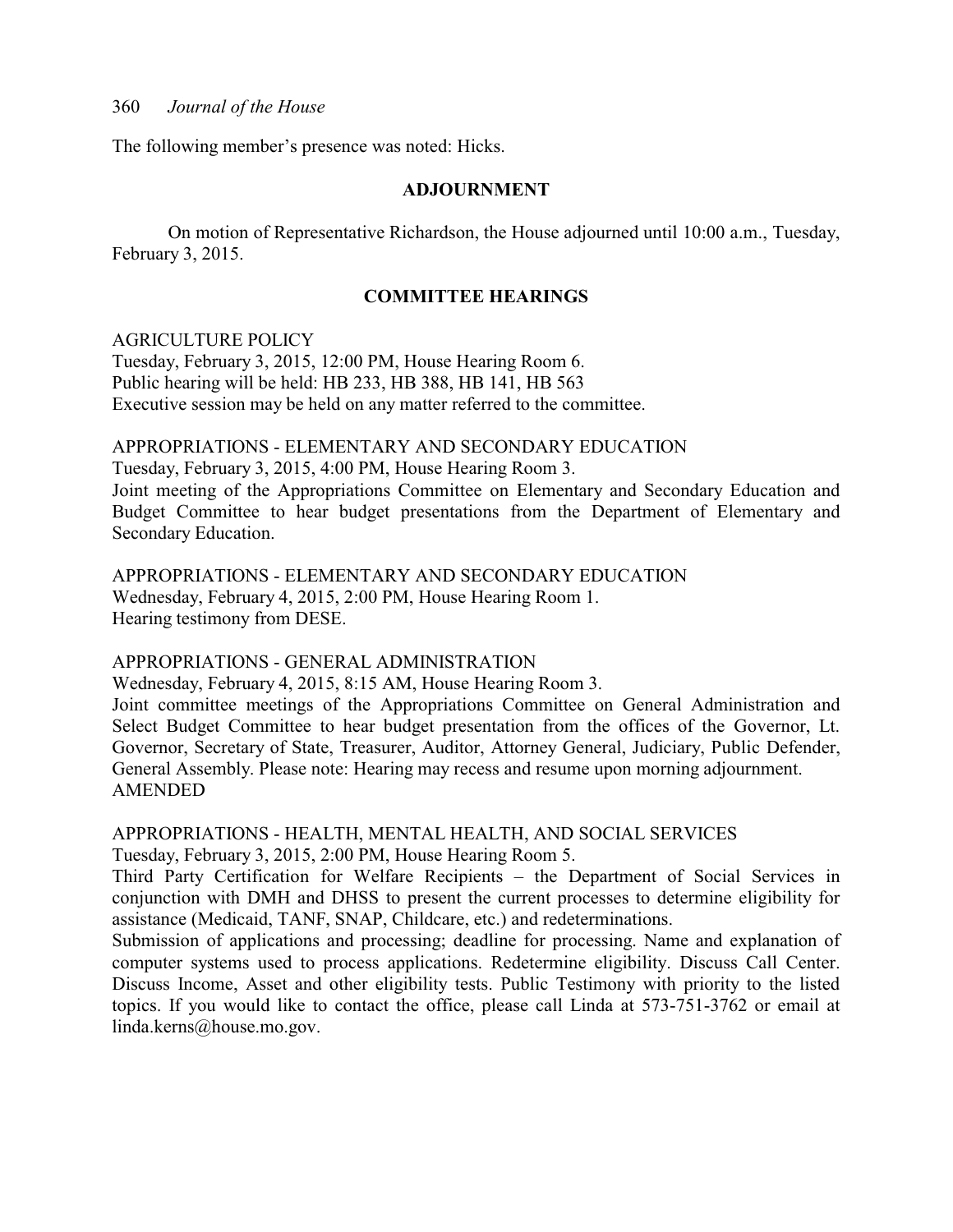The following member's presence was noted: Hicks.

## ADJOURNMENT

On motion of Representative Richardson, the House adjourned until 10:00 a.m., Tuesday, February 3, 2015.

## COMMITTEE HEARINGS

AGRICULTURE POLICY
Tuesday, February 3, 2015, 12:00 PM, House Hearing Room 6.
Public hearing will be held: HB 233, HB 388, HB 141, HB 563
Executive session may be held on any matter referred to the committee.

APPROPRIATIONS - ELEMENTARY AND SECONDARY EDUCATION
Tuesday, February 3, 2015, 4:00 PM, House Hearing Room 3.
Joint meeting of the Appropriations Committee on Elementary and Secondary Education and Budget Committee to hear budget presentations from the Department of Elementary and Secondary Education.

APPROPRIATIONS - ELEMENTARY AND SECONDARY EDUCATION
Wednesday, February 4, 2015, 2:00 PM, House Hearing Room 1.
Hearing testimony from DESE.

APPROPRIATIONS - GENERAL ADMINISTRATION
Wednesday, February 4, 2015, 8:15 AM, House Hearing Room 3.
Joint committee meetings of the Appropriations Committee on General Administration and Select Budget Committee to hear budget presentation from the offices of the Governor, Lt. Governor, Secretary of State, Treasurer, Auditor, Attorney General, Judiciary, Public Defender, General Assembly. Please note: Hearing may recess and resume upon morning adjournment.
AMENDED

APPROPRIATIONS - HEALTH, MENTAL HEALTH, AND SOCIAL SERVICES
Tuesday, February 3, 2015, 2:00 PM, House Hearing Room 5.
Third Party Certification for Welfare Recipients – the Department of Social Services in conjunction with DMH and DHSS to present the current processes to determine eligibility for assistance (Medicaid, TANF, SNAP, Childcare, etc.) and redeterminations.
Submission of applications and processing; deadline for processing. Name and explanation of computer systems used to process applications. Redetermine eligibility. Discuss Call Center. Discuss Income, Asset and other eligibility tests. Public Testimony with priority to the listed topics. If you would like to contact the office, please call Linda at 573-751-3762 or email at linda.kerns@house.mo.gov.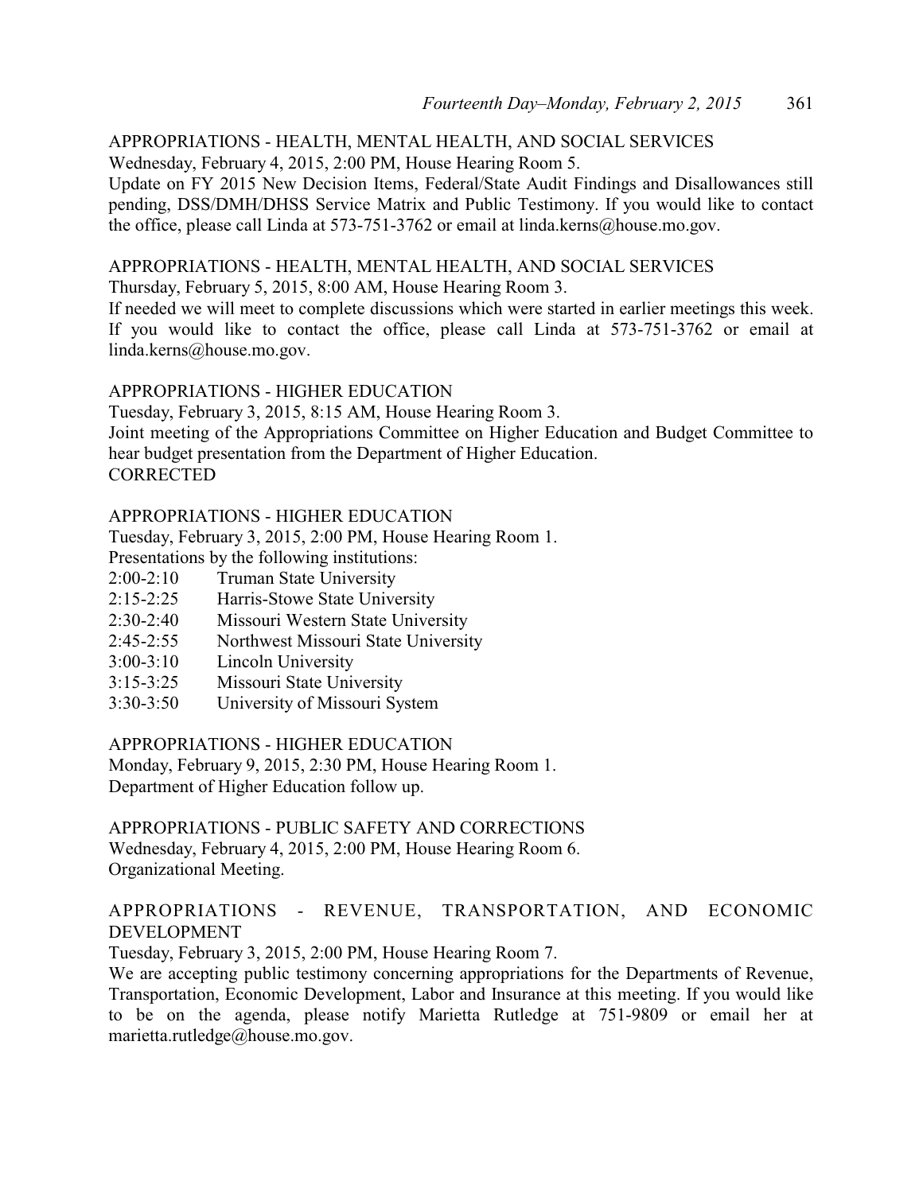APPROPRIATIONS - HEALTH, MENTAL HEALTH, AND SOCIAL SERVICES
Wednesday, February 4, 2015, 2:00 PM, House Hearing Room 5.
Update on FY 2015 New Decision Items, Federal/State Audit Findings and Disallowances still pending, DSS/DMH/DHSS Service Matrix and Public Testimony. If you would like to contact the office, please call Linda at 573-751-3762 or email at linda.kerns@house.mo.gov.

APPROPRIATIONS - HEALTH, MENTAL HEALTH, AND SOCIAL SERVICES
Thursday, February 5, 2015, 8:00 AM, House Hearing Room 3.
If needed we will meet to complete discussions which were started in earlier meetings this week. If you would like to contact the office, please call Linda at 573-751-3762 or email at linda.kerns@house.mo.gov.

APPROPRIATIONS - HIGHER EDUCATION
Tuesday, February 3, 2015, 8:15 AM, House Hearing Room 3.
Joint meeting of the Appropriations Committee on Higher Education and Budget Committee to hear budget presentation from the Department of Higher Education.
CORRECTED

APPROPRIATIONS - HIGHER EDUCATION
Tuesday, February 3, 2015, 2:00 PM, House Hearing Room 1.
Presentations by the following institutions:

2:00-2:10 Truman State University
2:15-2:25 Harris-Stowe State University
2:30-2:40 Missouri Western State University
2:45-2:55 Northwest Missouri State University
3:00-3:10 Lincoln University
3:15-3:25 Missouri State University
3:30-3:50 University of Missouri System

APPROPRIATIONS - HIGHER EDUCATION
Monday, February 9, 2015, 2:30 PM, House Hearing Room 1.
Department of Higher Education follow up.

APPROPRIATIONS - PUBLIC SAFETY AND CORRECTIONS
Wednesday, February 4, 2015, 2:00 PM, House Hearing Room 6.
Organizational Meeting.

APPROPRIATIONS - REVENUE, TRANSPORTATION, AND ECONOMIC DEVELOPMENT
Tuesday, February 3, 2015, 2:00 PM, House Hearing Room 7.
We are accepting public testimony concerning appropriations for the Departments of Revenue, Transportation, Economic Development, Labor and Insurance at this meeting. If you would like to be on the agenda, please notify Marietta Rutledge at 751-9809 or email her at marietta.rutledge@house.mo.gov.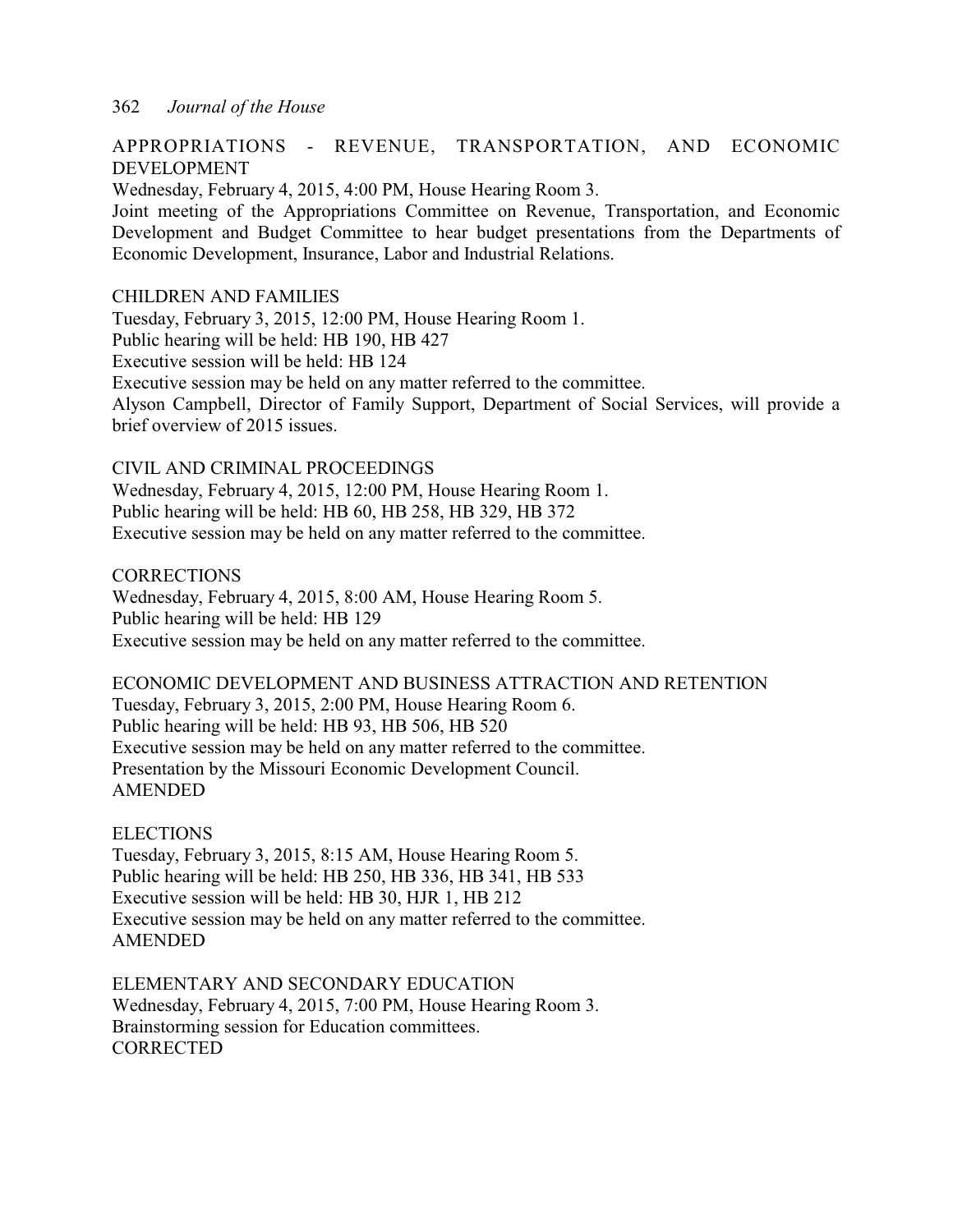APPROPRIATIONS - REVENUE, TRANSPORTATION, AND ECONOMIC DEVELOPMENT
Wednesday, February 4, 2015, 4:00 PM, House Hearing Room 3.
Joint meeting of the Appropriations Committee on Revenue, Transportation, and Economic Development and Budget Committee to hear budget presentations from the Departments of Economic Development, Insurance, Labor and Industrial Relations.

CHILDREN AND FAMILIES
Tuesday, February 3, 2015, 12:00 PM, House Hearing Room 1.
Public hearing will be held: HB 190, HB 427
Executive session will be held: HB 124
Executive session may be held on any matter referred to the committee.
Alyson Campbell, Director of Family Support, Department of Social Services, will provide a brief overview of 2015 issues.

CIVIL AND CRIMINAL PROCEEDINGS
Wednesday, February 4, 2015, 12:00 PM, House Hearing Room 1.
Public hearing will be held: HB 60, HB 258, HB 329, HB 372
Executive session may be held on any matter referred to the committee.

CORRECTIONS
Wednesday, February 4, 2015, 8:00 AM, House Hearing Room 5.
Public hearing will be held: HB 129
Executive session may be held on any matter referred to the committee.

ECONOMIC DEVELOPMENT AND BUSINESS ATTRACTION AND RETENTION
Tuesday, February 3, 2015, 2:00 PM, House Hearing Room 6.
Public hearing will be held: HB 93, HB 506, HB 520
Executive session may be held on any matter referred to the committee.
Presentation by the Missouri Economic Development Council.
AMENDED

ELECTIONS
Tuesday, February 3, 2015, 8:15 AM, House Hearing Room 5.
Public hearing will be held: HB 250, HB 336, HB 341, HB 533
Executive session will be held: HB 30, HJR 1, HB 212
Executive session may be held on any matter referred to the committee.
AMENDED

ELEMENTARY AND SECONDARY EDUCATION
Wednesday, February 4, 2015, 7:00 PM, House Hearing Room 3.
Brainstorming session for Education committees.
CORRECTED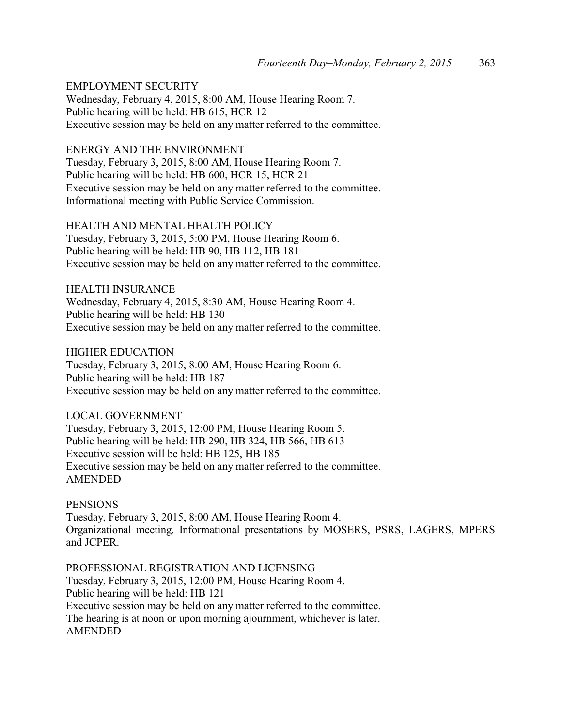EMPLOYMENT SECURITY
Wednesday, February 4, 2015, 8:00 AM, House Hearing Room 7.
Public hearing will be held: HB 615, HCR 12
Executive session may be held on any matter referred to the committee.

ENERGY AND THE ENVIRONMENT
Tuesday, February 3, 2015, 8:00 AM, House Hearing Room 7.
Public hearing will be held: HB 600, HCR 15, HCR 21
Executive session may be held on any matter referred to the committee.
Informational meeting with Public Service Commission.

HEALTH AND MENTAL HEALTH POLICY
Tuesday, February 3, 2015, 5:00 PM, House Hearing Room 6.
Public hearing will be held: HB 90, HB 112, HB 181
Executive session may be held on any matter referred to the committee.

HEALTH INSURANCE
Wednesday, February 4, 2015, 8:30 AM, House Hearing Room 4.
Public hearing will be held: HB 130
Executive session may be held on any matter referred to the committee.

HIGHER EDUCATION
Tuesday, February 3, 2015, 8:00 AM, House Hearing Room 6.
Public hearing will be held: HB 187
Executive session may be held on any matter referred to the committee.

LOCAL GOVERNMENT
Tuesday, February 3, 2015, 12:00 PM, House Hearing Room 5.
Public hearing will be held: HB 290, HB 324, HB 566, HB 613
Executive session will be held: HB 125, HB 185
Executive session may be held on any matter referred to the committee.
AMENDED

PENSIONS
Tuesday, February 3, 2015, 8:00 AM, House Hearing Room 4.
Organizational meeting. Informational presentations by MOSERS, PSRS, LAGERS, MPERS and JCPER.

PROFESSIONAL REGISTRATION AND LICENSING
Tuesday, February 3, 2015, 12:00 PM, House Hearing Room 4.
Public hearing will be held: HB 121
Executive session may be held on any matter referred to the committee.
The hearing is at noon or upon morning ajournment, whichever is later.
AMENDED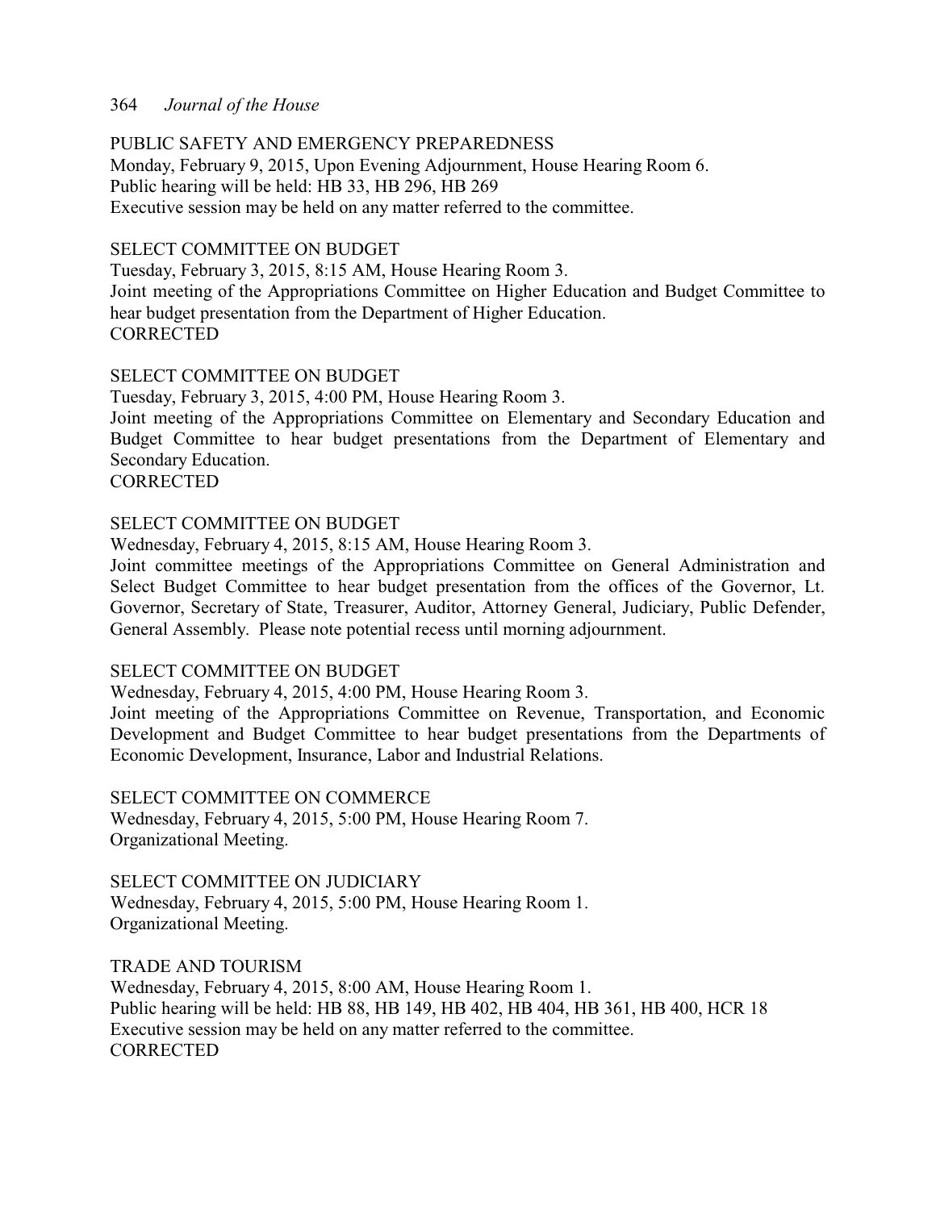PUBLIC SAFETY AND EMERGENCY PREPAREDNESS
Monday, February 9, 2015, Upon Evening Adjournment, House Hearing Room 6.
Public hearing will be held: HB 33, HB 296, HB 269
Executive session may be held on any matter referred to the committee.

SELECT COMMITTEE ON BUDGET
Tuesday, February 3, 2015, 8:15 AM, House Hearing Room 3.
Joint meeting of the Appropriations Committee on Higher Education and Budget Committee to hear budget presentation from the Department of Higher Education.
CORRECTED

SELECT COMMITTEE ON BUDGET
Tuesday, February 3, 2015, 4:00 PM, House Hearing Room 3.
Joint meeting of the Appropriations Committee on Elementary and Secondary Education and Budget Committee to hear budget presentations from the Department of Elementary and Secondary Education.
CORRECTED

SELECT COMMITTEE ON BUDGET
Wednesday, February 4, 2015, 8:15 AM, House Hearing Room 3.
Joint committee meetings of the Appropriations Committee on General Administration and Select Budget Committee to hear budget presentation from the offices of the Governor, Lt. Governor, Secretary of State, Treasurer, Auditor, Attorney General, Judiciary, Public Defender, General Assembly. Please note potential recess until morning adjournment.

SELECT COMMITTEE ON BUDGET
Wednesday, February 4, 2015, 4:00 PM, House Hearing Room 3.
Joint meeting of the Appropriations Committee on Revenue, Transportation, and Economic Development and Budget Committee to hear budget presentations from the Departments of Economic Development, Insurance, Labor and Industrial Relations.

SELECT COMMITTEE ON COMMERCE
Wednesday, February 4, 2015, 5:00 PM, House Hearing Room 7.
Organizational Meeting.

SELECT COMMITTEE ON JUDICIARY
Wednesday, February 4, 2015, 5:00 PM, House Hearing Room 1.
Organizational Meeting.

TRADE AND TOURISM
Wednesday, February 4, 2015, 8:00 AM, House Hearing Room 1.
Public hearing will be held: HB 88, HB 149, HB 402, HB 404, HB 361, HB 400, HCR 18
Executive session may be held on any matter referred to the committee.
CORRECTED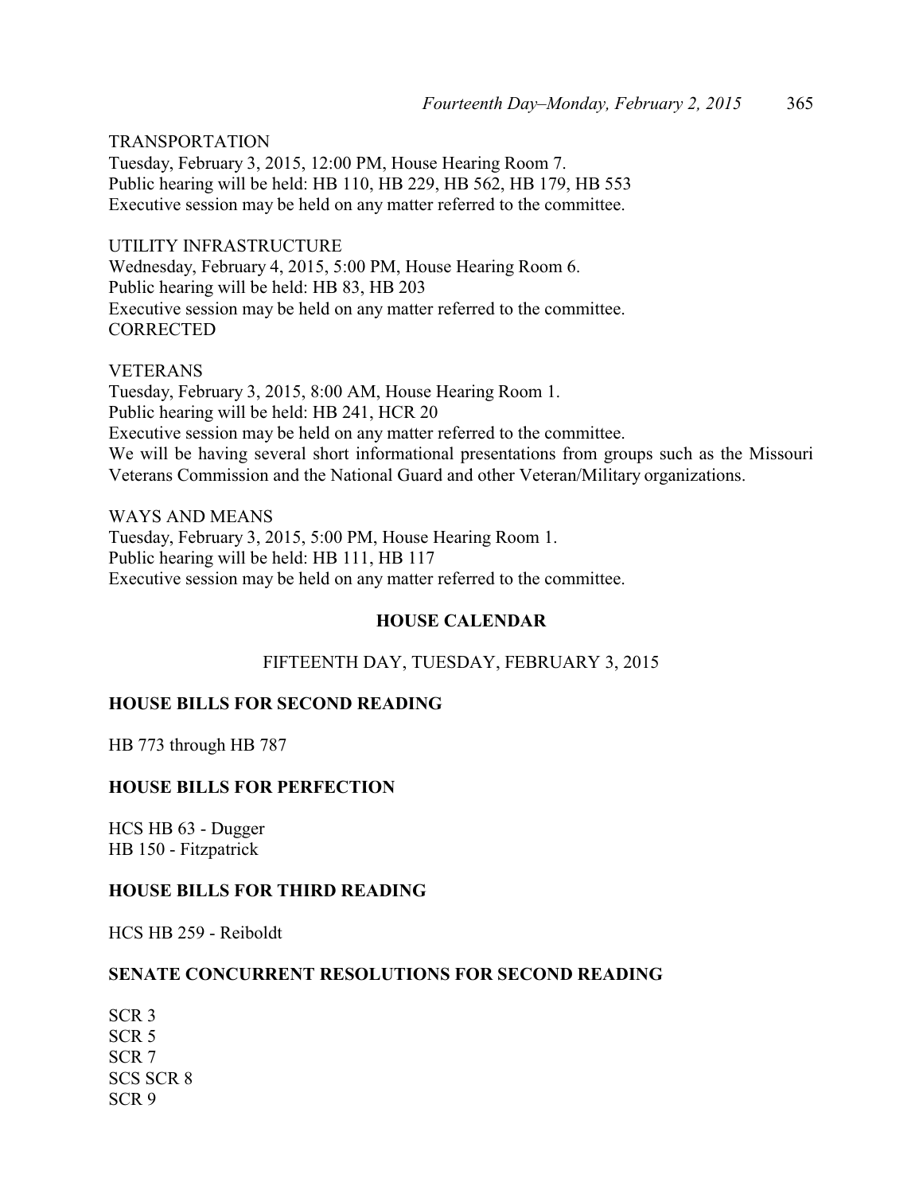TRANSPORTATION
Tuesday, February 3, 2015, 12:00 PM, House Hearing Room 7.
Public hearing will be held: HB 110, HB 229, HB 562, HB 179, HB 553
Executive session may be held on any matter referred to the committee.

UTILITY INFRASTRUCTURE
Wednesday, February 4, 2015, 5:00 PM, House Hearing Room 6.
Public hearing will be held: HB 83, HB 203
Executive session may be held on any matter referred to the committee.
CORRECTED

VETERANS
Tuesday, February 3, 2015, 8:00 AM, House Hearing Room 1.
Public hearing will be held: HB 241, HCR 20
Executive session may be held on any matter referred to the committee.
We will be having several short informational presentations from groups such as the Missouri Veterans Commission and the National Guard and other Veteran/Military organizations.

WAYS AND MEANS
Tuesday, February 3, 2015, 5:00 PM, House Hearing Room 1.
Public hearing will be held: HB 111, HB 117
Executive session may be held on any matter referred to the committee.

## HOUSE CALENDAR

FIFTEENTH DAY, TUESDAY, FEBRUARY 3, 2015

### HOUSE BILLS FOR SECOND READING

HB 773 through HB 787

### HOUSE BILLS FOR PERFECTION

HCS HB 63 - Dugger
HB 150 - Fitzpatrick

### HOUSE BILLS FOR THIRD READING

HCS HB 259 - Reiboldt

### SENATE CONCURRENT RESOLUTIONS FOR SECOND READING

SCR 3
SCR 5
SCR 7
SCS SCR 8
SCR 9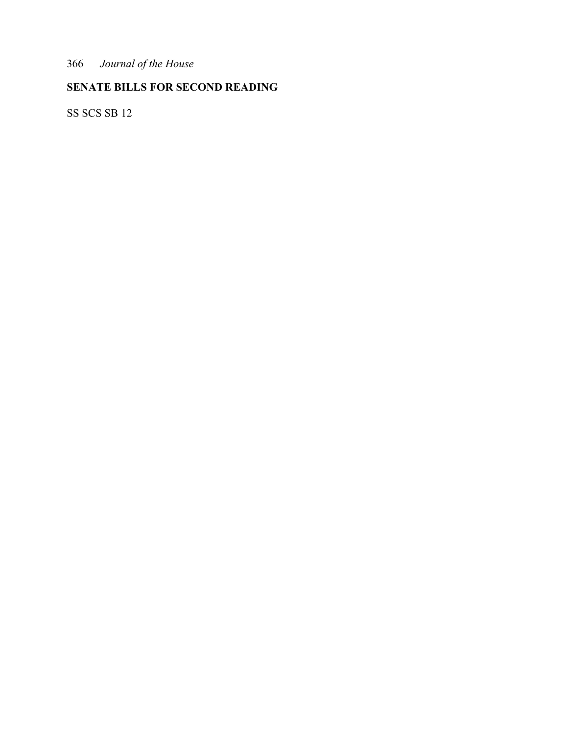**SENATE BILLS FOR SECOND READING**

SS SCS SB 12